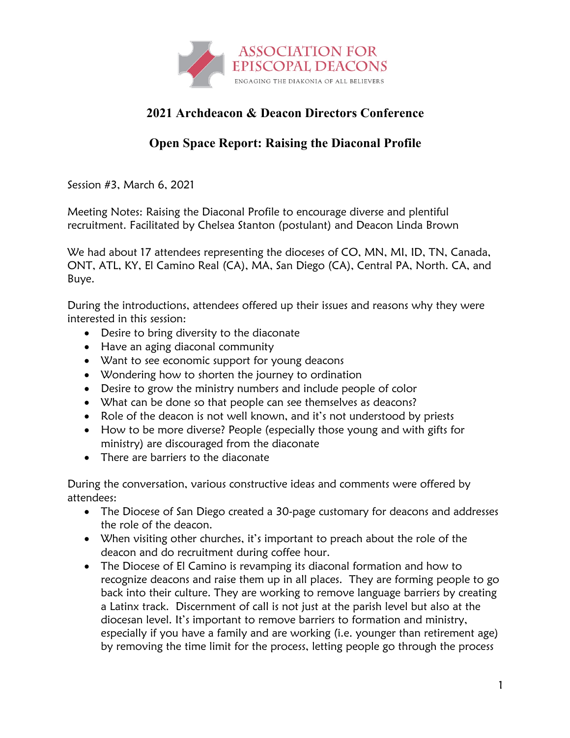ASSOCIATION FOR EPISCOPAL DEACONS

ENGAGING THE DIAKONIA OF ALL BELIEVERS

# 2021 Archdeacon & Deacon Directors Conference

## Open Space Report: Raising the Diaconal Profile

Session #3, March 6, 2021

Meeting Notes: Raising the Diaconal Profile to encourage diverse and plentiful recruitment. Facilitated by Chelsea Stanton (postulant) and Deacon Linda Brown

We had about 17 attendees representing the dioceses of CO, MN, MI, ID, TN, Canada, ONT, ATL, KY, El Camino Real (CA), MA, San Diego (CA), Central PA, North. CA, and Buye.

During the introductions, attendees offered up their issues and reasons why they were interested in this session:

- Desire to bring diversity to the diaconate
- Have an aging diaconal community
- Want to see economic support for young deacons
- Wondering how to shorten the journey to ordination
- Desire to grow the ministry numbers and include people of color
- What can be done so that people can see themselves as deacons?
- Role of the deacon is not well known, and it's not understood by priests
- How to be more diverse? People (especially those young and with gifts for ministry) are discouraged from the diaconate
- There are barriers to the diaconate

During the conversation, various constructive ideas and comments were offered by attendees:

- The Diocese of San Diego created a 30-page customary for deacons and addresses the role of the deacon.
- When visiting other churches, it's important to preach about the role of the deacon and do recruitment during coffee hour.
- The Diocese of El Camino is revamping its diaconal formation and how to recognize deacons and raise them up in all places. They are forming people to go back into their culture. They are working to remove language barriers by creating a Latinx track. Discernment of call is not just at the parish level but also at the diocesan level. It's important to remove barriers to formation and ministry, especially if you have a family and are working (i.e. younger than retirement age) by removing the time limit for the process, letting people go through the process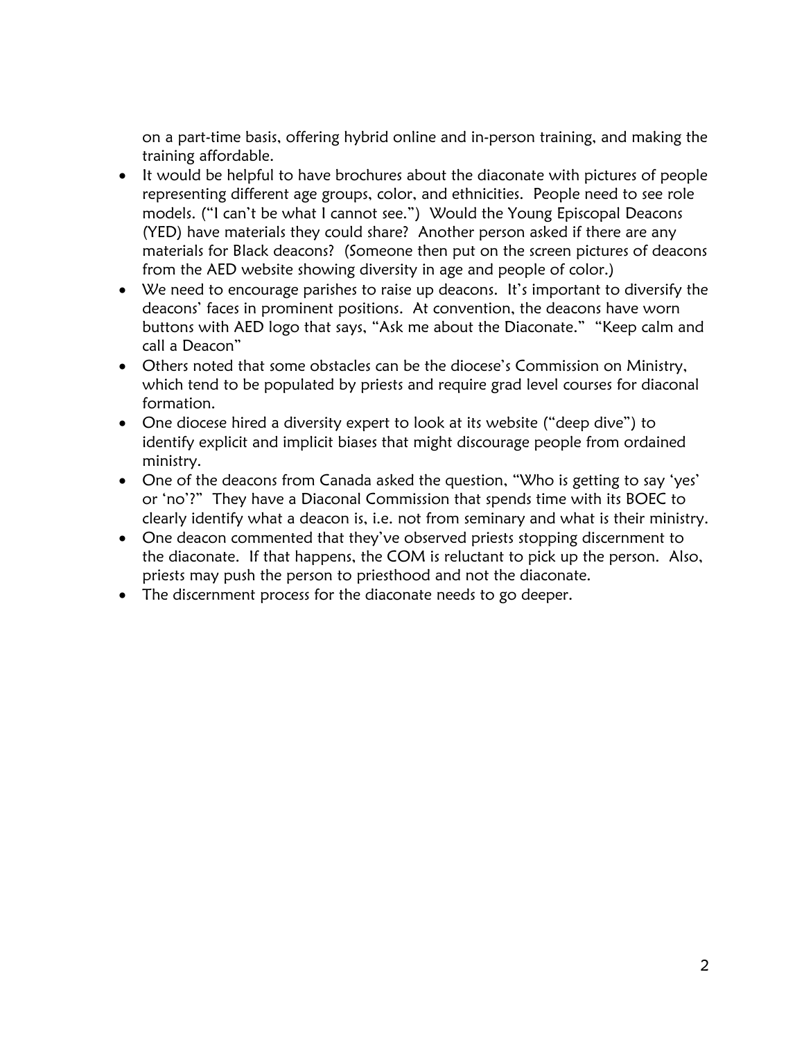on a part-time basis, offering hybrid online and in-person training, and making the training affordable.

- It would be helpful to have brochures about the diaconate with pictures of people representing different age groups, color, and ethnicities. People need to see role models. ("I can't be what I cannot see.") Would the Young Episcopal Deacons (YED) have materials they could share? Another person asked if there are any materials for Black deacons? (Someone then put on the screen pictures of deacons from the AED website showing diversity in age and people of color.)
- We need to encourage parishes to raise up deacons. It's important to diversify the deacons' faces in prominent positions. At convention, the deacons have worn buttons with AED logo that says, "Ask me about the Diaconate." "Keep calm and call a Deacon"
- Others noted that some obstacles can be the diocese's Commission on Ministry, which tend to be populated by priests and require grad level courses for diaconal formation.
- One diocese hired a diversity expert to look at its website ("deep dive") to identify explicit and implicit biases that might discourage people from ordained ministry.
- One of the deacons from Canada asked the question, "Who is getting to say 'yes' or 'no'?" They have a Diaconal Commission that spends time with its BOEC to clearly identify what a deacon is, i.e. not from seminary and what is their ministry.
- One deacon commented that they've observed priests stopping discernment to the diaconate. If that happens, the COM is reluctant to pick up the person. Also, priests may push the person to priesthood and not the diaconate.
- The discernment process for the diaconate needs to go deeper.